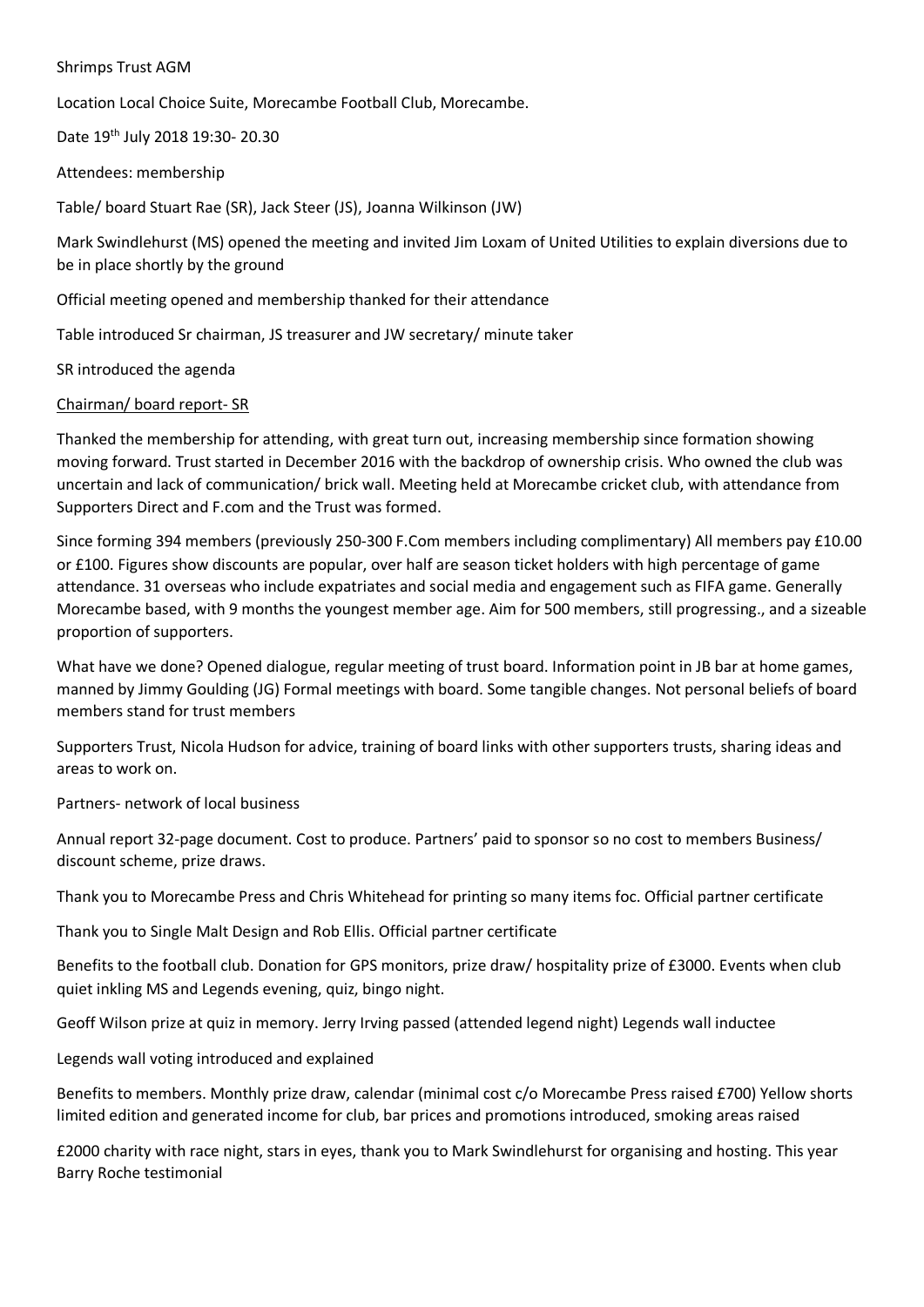Shrimps Trust AGM

Location Local Choice Suite, Morecambe Football Club, Morecambe.

Date 19th July 2018 19:30- 20.30

Attendees: membership

Table/ board Stuart Rae (SR), Jack Steer (JS), Joanna Wilkinson (JW)

Mark Swindlehurst (MS) opened the meeting and invited Jim Loxam of United Utilities to explain diversions due to be in place shortly by the ground

Official meeting opened and membership thanked for their attendance

Table introduced Sr chairman, JS treasurer and JW secretary/ minute taker

SR introduced the agenda

Chairman/ board report- SR

Thanked the membership for attending, with great turn out, increasing membership since formation showing moving forward. Trust started in December 2016 with the backdrop of ownership crisis. Who owned the club was uncertain and lack of communication/ brick wall. Meeting held at Morecambe cricket club, with attendance from Supporters Direct and F.com and the Trust was formed.

Since forming 394 members (previously 250-300 F.Com members including complimentary) All members pay £10.00 or £100. Figures show discounts are popular, over half are season ticket holders with high percentage of game attendance. 31 overseas who include expatriates and social media and engagement such as FIFA game. Generally Morecambe based, with 9 months the youngest member age. Aim for 500 members, still progressing., and a sizeable proportion of supporters.

What have we done? Opened dialogue, regular meeting of trust board. Information point in JB bar at home games, manned by Jimmy Goulding (JG) Formal meetings with board. Some tangible changes. Not personal beliefs of board members stand for trust members

Supporters Trust, Nicola Hudson for advice, training of board links with other supporters trusts, sharing ideas and areas to work on.

Partners- network of local business

Annual report 32-page document. Cost to produce. Partners' paid to sponsor so no cost to members Business/ discount scheme, prize draws.

Thank you to Morecambe Press and Chris Whitehead for printing so many items foc. Official partner certificate

Thank you to Single Malt Design and Rob Ellis. Official partner certificate

Benefits to the football club. Donation for GPS monitors, prize draw/ hospitality prize of £3000. Events when club quiet inkling MS and Legends evening, quiz, bingo night.

Geoff Wilson prize at quiz in memory. Jerry Irving passed (attended legend night) Legends wall inductee

Legends wall voting introduced and explained

Benefits to members. Monthly prize draw, calendar (minimal cost c/o Morecambe Press raised £700) Yellow shorts limited edition and generated income for club, bar prices and promotions introduced, smoking areas raised

£2000 charity with race night, stars in eyes, thank you to Mark Swindlehurst for organising and hosting. This year Barry Roche testimonial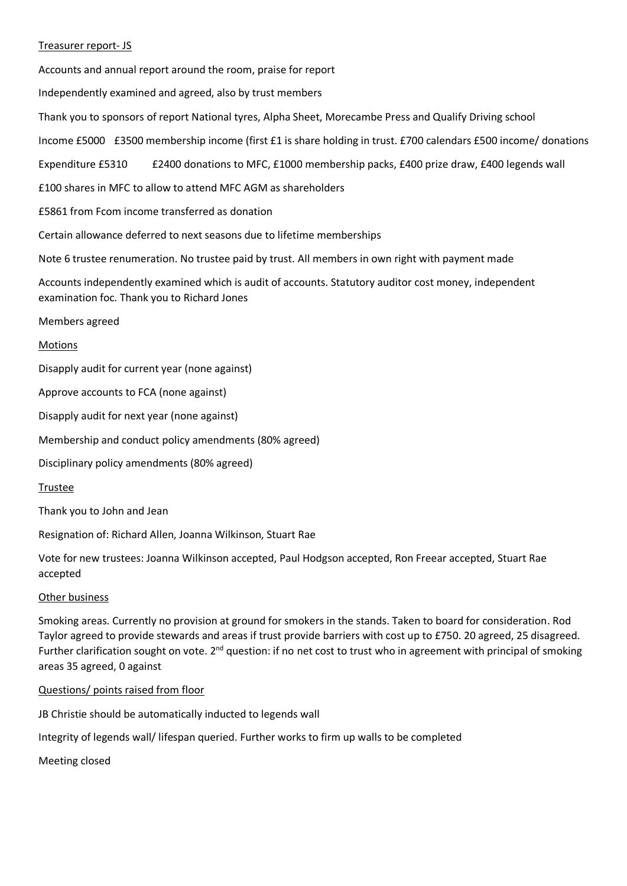Treasurer report- JS

Accounts and annual report around the room, praise for report

Independently examined and agreed, also by trust members

Thank you to sponsors of report National tyres, Alpha Sheet, Morecambe Press and Qualify Driving school

Income £5000 £3500 membership income (first £1 is share holding in trust. £700 calendars £500 income/ donations

Expenditure £5310 £2400 donations to MFC, £1000 membership packs, £400 prize draw, £400 legends wall

£100 shares in MFC to allow to attend MFC AGM as shareholders

£5861 from Fcom income transferred as donation

Certain allowance deferred to next seasons due to lifetime memberships

Note 6 trustee renumeration. No trustee paid by trust. All members in own right with payment made

Accounts independently examined which is audit of accounts. Statutory auditor cost money, independent examination foc. Thank you to Richard Jones

Members agreed

Motions

Disapply audit for current year (none against)

Approve accounts to FCA (none against)

Disapply audit for next year (none against)

Membership and conduct policy amendments (80% agreed)

Disciplinary policy amendments (80% agreed)

Trustee

Thank you to John and Jean

Resignation of: Richard Allen, Joanna Wilkinson, Stuart Rae

Vote for new trustees: Joanna Wilkinson accepted, Paul Hodgson accepted, Ron Freear accepted, Stuart Rae accepted

Other business

Smoking areas. Currently no provision at ground for smokers in the stands. Taken to board for consideration. Rod Taylor agreed to provide stewards and areas if trust provide barriers with cost up to £750. 20 agreed, 25 disagreed. Further clarification sought on vote. 2nd question: if no net cost to trust who in agreement with principal of smoking areas 35 agreed, 0 against

Questions/ points raised from floor

JB Christie should be automatically inducted to legends wall

Integrity of legends wall/ lifespan queried. Further works to firm up walls to be completed

Meeting closed